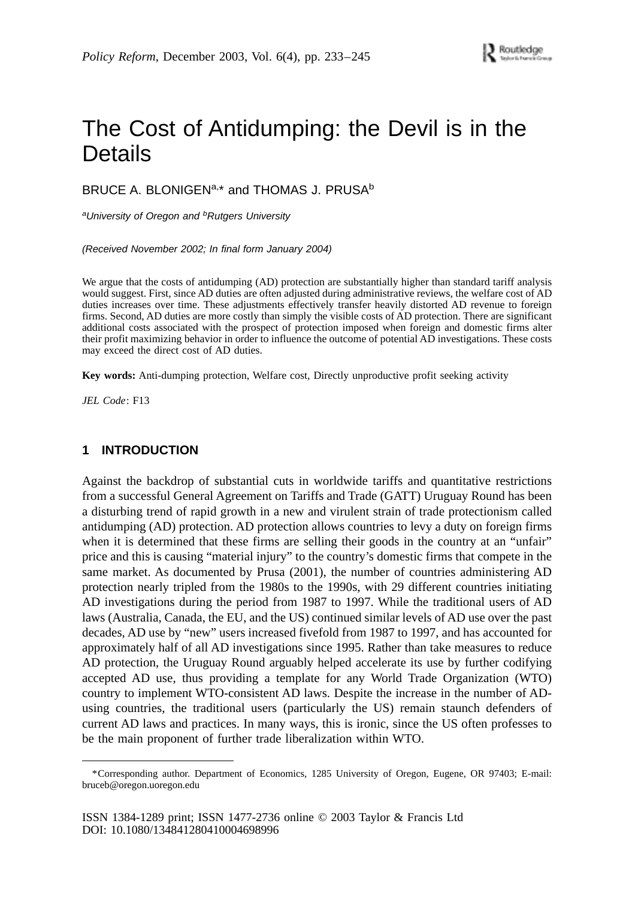# The Cost of Antidumping: the Devil is in the Details

BRUCE A. BLONIGEN[a,*] and THOMAS J. PRUSA[b]

[a]*University of Oregon and* [b]*Rutgers University*

*(Received November 2002; In final form January 2004)*

We argue that the costs of antidumping (AD) protection are substantially higher than standard tariff analysis would suggest. First, since AD duties are often adjusted during administrative reviews, the welfare cost of AD duties increases over time. These adjustments effectively transfer heavily distorted AD revenue to foreign firms. Second, AD duties are more costly than simply the visible costs of AD protection. There are significant additional costs associated with the prospect of protection imposed when foreign and domestic firms alter their profit maximizing behavior in order to influence the outcome of potential AD investigations. These costs may exceed the direct cost of AD duties.

**Key words:** Anti-dumping protection, Welfare cost, Directly unproductive profit seeking activity

*JEL Code*: F13

## 1 INTRODUCTION

Against the backdrop of substantial cuts in worldwide tariffs and quantitative restrictions from a successful General Agreement on Tariffs and Trade (GATT) Uruguay Round has been a disturbing trend of rapid growth in a new and virulent strain of trade protectionism called antidumping (AD) protection. AD protection allows countries to levy a duty on foreign firms when it is determined that these firms are selling their goods in the country at an "unfair" price and this is causing "material injury" to the country's domestic firms that compete in the same market. As documented by Prusa (2001), the number of countries administering AD protection nearly tripled from the 1980s to the 1990s, with 29 different countries initiating AD investigations during the period from 1987 to 1997. While the traditional users of AD laws (Australia, Canada, the EU, and the US) continued similar levels of AD use over the past decades, AD use by "new" users increased fivefold from 1987 to 1997, and has accounted for approximately half of all AD investigations since 1995. Rather than take measures to reduce AD protection, the Uruguay Round arguably helped accelerate its use by further codifying accepted AD use, thus providing a template for any World Trade Organization (WTO) country to implement WTO-consistent AD laws. Despite the increase in the number of AD-using countries, the traditional users (particularly the US) remain staunch defenders of current AD laws and practices. In many ways, this is ironic, since the US often professes to be the main proponent of further trade liberalization within WTO.

*Corresponding author. Department of Economics, 1285 University of Oregon, Eugene, OR 97403; E-mail: bruceb@oregon.uoregon.edu

ISSN 1384-1289 print; ISSN 1477-2736 online © 2003 Taylor & Francis Ltd
DOI: 10.1080/134841280410004698996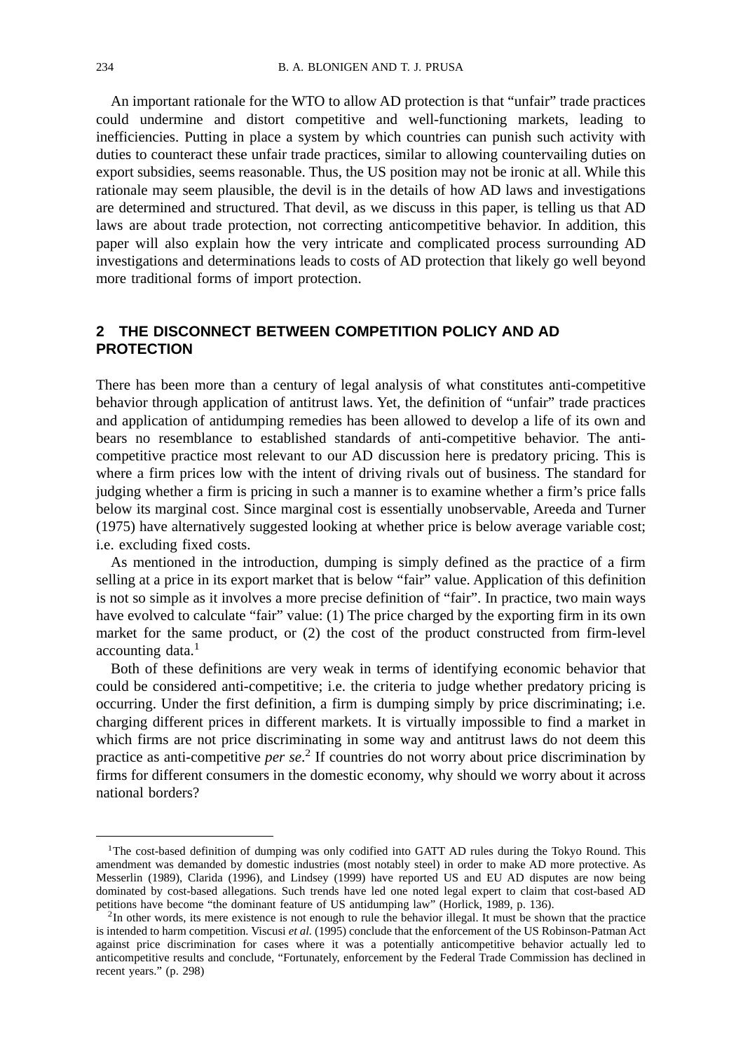An important rationale for the WTO to allow AD protection is that "unfair" trade practices could undermine and distort competitive and well-functioning markets, leading to inefficiencies. Putting in place a system by which countries can punish such activity with duties to counteract these unfair trade practices, similar to allowing countervailing duties on export subsidies, seems reasonable. Thus, the US position may not be ironic at all. While this rationale may seem plausible, the devil is in the details of how AD laws and investigations are determined and structured. That devil, as we discuss in this paper, is telling us that AD laws are about trade protection, not correcting anticompetitive behavior. In addition, this paper will also explain how the very intricate and complicated process surrounding AD investigations and determinations leads to costs of AD protection that likely go well beyond more traditional forms of import protection.

## 2 THE DISCONNECT BETWEEN COMPETITION POLICY AND AD PROTECTION

There has been more than a century of legal analysis of what constitutes anti-competitive behavior through application of antitrust laws. Yet, the definition of "unfair" trade practices and application of antidumping remedies has been allowed to develop a life of its own and bears no resemblance to established standards of anti-competitive behavior. The anti-competitive practice most relevant to our AD discussion here is predatory pricing. This is where a firm prices low with the intent of driving rivals out of business. The standard for judging whether a firm is pricing in such a manner is to examine whether a firm's price falls below its marginal cost. Since marginal cost is essentially unobservable, Areeda and Turner (1975) have alternatively suggested looking at whether price is below average variable cost; i.e. excluding fixed costs.

As mentioned in the introduction, dumping is simply defined as the practice of a firm selling at a price in its export market that is below "fair" value. Application of this definition is not so simple as it involves a more precise definition of "fair". In practice, two main ways have evolved to calculate "fair" value: (1) The price charged by the exporting firm in its own market for the same product, or (2) the cost of the product constructed from firm-level accounting data.[1]

Both of these definitions are very weak in terms of identifying economic behavior that could be considered anti-competitive; i.e. the criteria to judge whether predatory pricing is occurring. Under the first definition, a firm is dumping simply by price discriminating; i.e. charging different prices in different markets. It is virtually impossible to find a market in which firms are not price discriminating in some way and antitrust laws do not deem this practice as anti-competitive *per se*.[2] If countries do not worry about price discrimination by firms for different consumers in the domestic economy, why should we worry about it across national borders?

---

[1]The cost-based definition of dumping was only codified into GATT AD rules during the Tokyo Round. This amendment was demanded by domestic industries (most notably steel) in order to make AD more protective. As Messerlin (1989), Clarida (1996), and Lindsey (1999) have reported US and EU AD disputes are now being dominated by cost-based allegations. Such trends have led one noted legal expert to claim that cost-based AD petitions have become "the dominant feature of US antidumping law" (Horlick, 1989, p. 136).

[2]In other words, its mere existence is not enough to rule the behavior illegal. It must be shown that the practice is intended to harm competition. Viscusi *et al.* (1995) conclude that the enforcement of the US Robinson-Patman Act against price discrimination for cases where it was a potentially anticompetitive behavior actually led to anticompetitive results and conclude, "Fortunately, enforcement by the Federal Trade Commission has declined in recent years." (p. 298)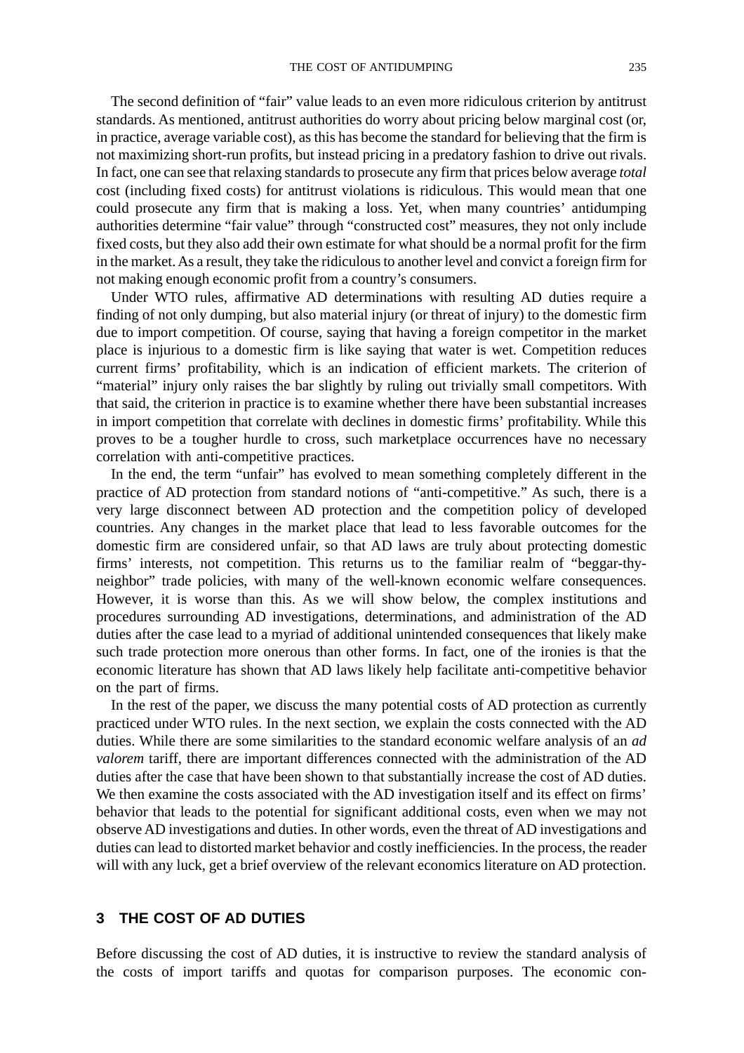The second definition of "fair" value leads to an even more ridiculous criterion by antitrust standards. As mentioned, antitrust authorities do worry about pricing below marginal cost (or, in practice, average variable cost), as this has become the standard for believing that the firm is not maximizing short-run profits, but instead pricing in a predatory fashion to drive out rivals. In fact, one can see that relaxing standards to prosecute any firm that prices below average *total* cost (including fixed costs) for antitrust violations is ridiculous. This would mean that one could prosecute any firm that is making a loss. Yet, when many countries' antidumping authorities determine "fair value" through "constructed cost" measures, they not only include fixed costs, but they also add their own estimate for what should be a normal profit for the firm in the market. As a result, they take the ridiculous to another level and convict a foreign firm for not making enough economic profit from a country's consumers.

Under WTO rules, affirmative AD determinations with resulting AD duties require a finding of not only dumping, but also material injury (or threat of injury) to the domestic firm due to import competition. Of course, saying that having a foreign competitor in the market place is injurious to a domestic firm is like saying that water is wet. Competition reduces current firms' profitability, which is an indication of efficient markets. The criterion of "material" injury only raises the bar slightly by ruling out trivially small competitors. With that said, the criterion in practice is to examine whether there have been substantial increases in import competition that correlate with declines in domestic firms' profitability. While this proves to be a tougher hurdle to cross, such marketplace occurrences have no necessary correlation with anti-competitive practices.

In the end, the term "unfair" has evolved to mean something completely different in the practice of AD protection from standard notions of "anti-competitive." As such, there is a very large disconnect between AD protection and the competition policy of developed countries. Any changes in the market place that lead to less favorable outcomes for the domestic firm are considered unfair, so that AD laws are truly about protecting domestic firms' interests, not competition. This returns us to the familiar realm of "beggar-thy-neighbor" trade policies, with many of the well-known economic welfare consequences. However, it is worse than this. As we will show below, the complex institutions and procedures surrounding AD investigations, determinations, and administration of the AD duties after the case lead to a myriad of additional unintended consequences that likely make such trade protection more onerous than other forms. In fact, one of the ironies is that the economic literature has shown that AD laws likely help facilitate anti-competitive behavior on the part of firms.

In the rest of the paper, we discuss the many potential costs of AD protection as currently practiced under WTO rules. In the next section, we explain the costs connected with the AD duties. While there are some similarities to the standard economic welfare analysis of an *ad valorem* tariff, there are important differences connected with the administration of the AD duties after the case that have been shown to that substantially increase the cost of AD duties. We then examine the costs associated with the AD investigation itself and its effect on firms' behavior that leads to the potential for significant additional costs, even when we may not observe AD investigations and duties. In other words, even the threat of AD investigations and duties can lead to distorted market behavior and costly inefficiencies. In the process, the reader will with any luck, get a brief overview of the relevant economics literature on AD protection.

## 3 THE COST OF AD DUTIES

Before discussing the cost of AD duties, it is instructive to review the standard analysis of the costs of import tariffs and quotas for comparison purposes. The economic con-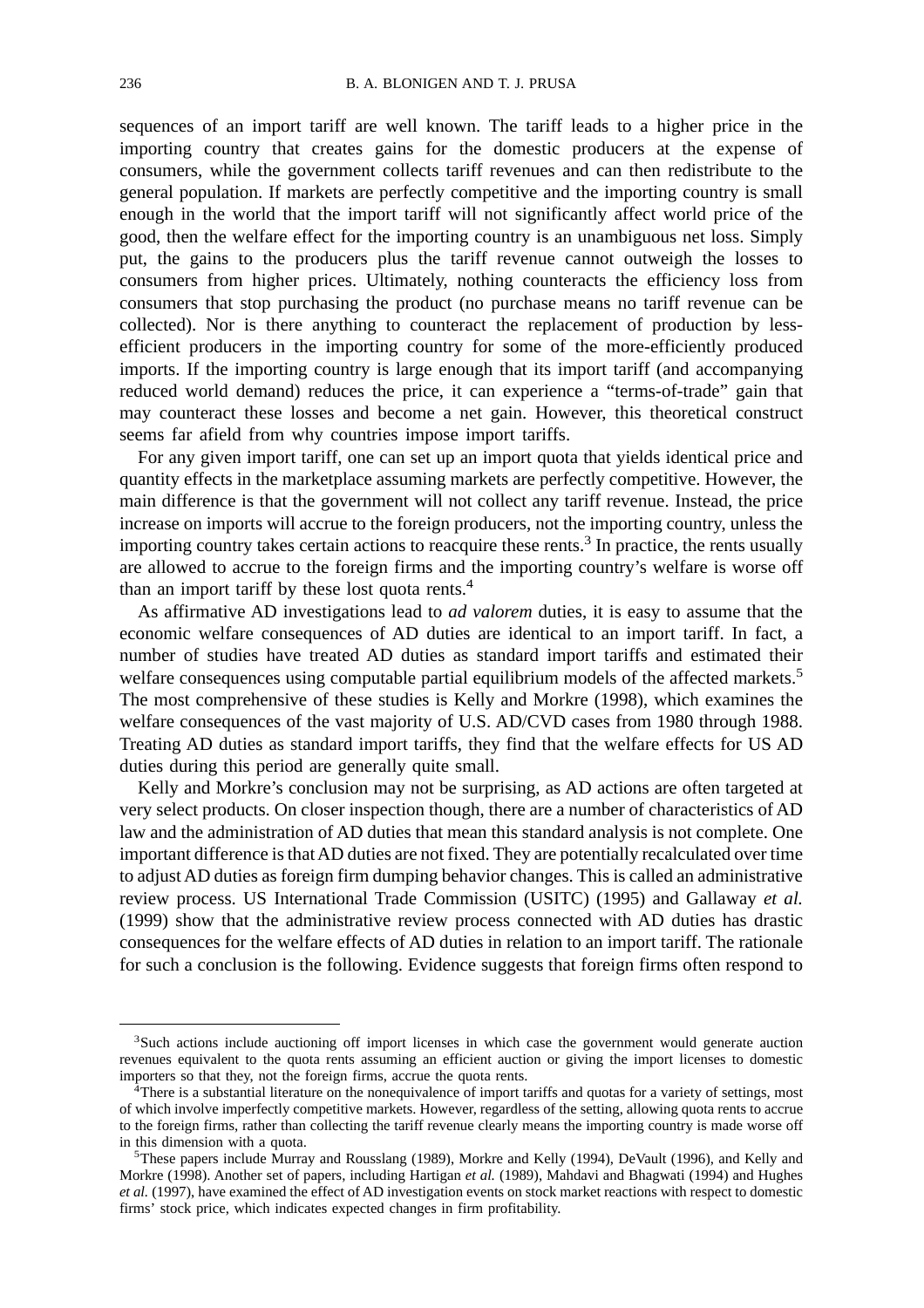sequences of an import tariff are well known. The tariff leads to a higher price in the importing country that creates gains for the domestic producers at the expense of consumers, while the government collects tariff revenues and can then redistribute to the general population. If markets are perfectly competitive and the importing country is small enough in the world that the import tariff will not significantly affect world price of the good, then the welfare effect for the importing country is an unambiguous net loss. Simply put, the gains to the producers plus the tariff revenue cannot outweigh the losses to consumers from higher prices. Ultimately, nothing counteracts the efficiency loss from consumers that stop purchasing the product (no purchase means no tariff revenue can be collected). Nor is there anything to counteract the replacement of production by less-efficient producers in the importing country for some of the more-efficiently produced imports. If the importing country is large enough that its import tariff (and accompanying reduced world demand) reduces the price, it can experience a "terms-of-trade" gain that may counteract these losses and become a net gain. However, this theoretical construct seems far afield from why countries impose import tariffs.

For any given import tariff, one can set up an import quota that yields identical price and quantity effects in the marketplace assuming markets are perfectly competitive. However, the main difference is that the government will not collect any tariff revenue. Instead, the price increase on imports will accrue to the foreign producers, not the importing country, unless the importing country takes certain actions to reacquire these rents.[3] In practice, the rents usually are allowed to accrue to the foreign firms and the importing country's welfare is worse off than an import tariff by these lost quota rents.[4]

As affirmative AD investigations lead to *ad valorem* duties, it is easy to assume that the economic welfare consequences of AD duties are identical to an import tariff. In fact, a number of studies have treated AD duties as standard import tariffs and estimated their welfare consequences using computable partial equilibrium models of the affected markets.[5] The most comprehensive of these studies is Kelly and Morkre (1998), which examines the welfare consequences of the vast majority of U.S. AD/CVD cases from 1980 through 1988. Treating AD duties as standard import tariffs, they find that the welfare effects for US AD duties during this period are generally quite small.

Kelly and Morkre's conclusion may not be surprising, as AD actions are often targeted at very select products. On closer inspection though, there are a number of characteristics of AD law and the administration of AD duties that mean this standard analysis is not complete. One important difference is that AD duties are not fixed. They are potentially recalculated over time to adjust AD duties as foreign firm dumping behavior changes. This is called an administrative review process. US International Trade Commission (USITC) (1995) and Gallaway *et al.* (1999) show that the administrative review process connected with AD duties has drastic consequences for the welfare effects of AD duties in relation to an import tariff. The rationale for such a conclusion is the following. Evidence suggests that foreign firms often respond to

---

[3] Such actions include auctioning off import licenses in which case the government would generate auction revenues equivalent to the quota rents assuming an efficient auction or giving the import licenses to domestic importers so that they, not the foreign firms, accrue the quota rents.

[4] There is a substantial literature on the nonequivalence of import tariffs and quotas for a variety of settings, most of which involve imperfectly competitive markets. However, regardless of the setting, allowing quota rents to accrue to the foreign firms, rather than collecting the tariff revenue clearly means the importing country is made worse off in this dimension with a quota.

[5] These papers include Murray and Rousslang (1989), Morkre and Kelly (1994), DeVault (1996), and Kelly and Morkre (1998). Another set of papers, including Hartigan *et al.* (1989), Mahdavi and Bhagwati (1994) and Hughes *et al.* (1997), have examined the effect of AD investigation events on stock market reactions with respect to domestic firms' stock price, which indicates expected changes in firm profitability.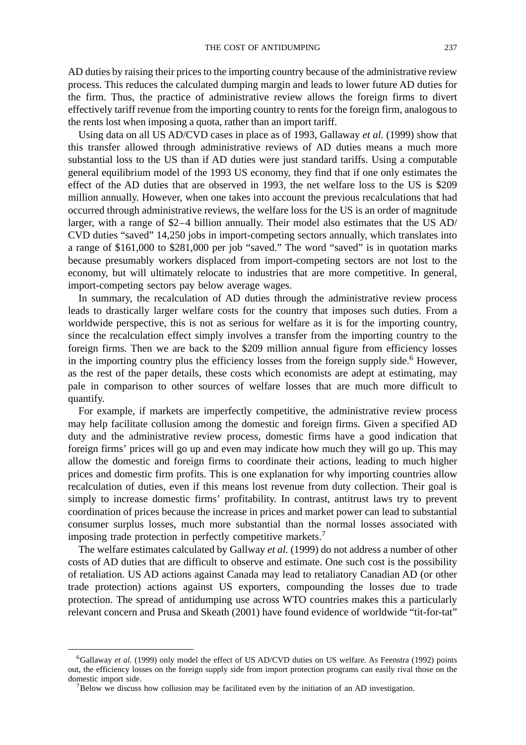AD duties by raising their prices to the importing country because of the administrative review process. This reduces the calculated dumping margin and leads to lower future AD duties for the firm. Thus, the practice of administrative review allows the foreign firms to divert effectively tariff revenue from the importing country to rents for the foreign firm, analogous to the rents lost when imposing a quota, rather than an import tariff.

Using data on all US AD/CVD cases in place as of 1993, Gallaway *et al.* (1999) show that this transfer allowed through administrative reviews of AD duties means a much more substantial loss to the US than if AD duties were just standard tariffs. Using a computable general equilibrium model of the 1993 US economy, they find that if one only estimates the effect of the AD duties that are observed in 1993, the net welfare loss to the US is $209 million annually. However, when one takes into account the previous recalculations that had occurred through administrative reviews, the welfare loss for the US is an order of magnitude larger, with a range of $2–4 billion annually. Their model also estimates that the US AD/CVD duties "saved" 14,250 jobs in import-competing sectors annually, which translates into a range of $161,000 to $281,000 per job "saved." The word "saved" is in quotation marks because presumably workers displaced from import-competing sectors are not lost to the economy, but will ultimately relocate to industries that are more competitive. In general, import-competing sectors pay below average wages.

In summary, the recalculation of AD duties through the administrative review process leads to drastically larger welfare costs for the country that imposes such duties. From a worldwide perspective, this is not as serious for welfare as it is for the importing country, since the recalculation effect simply involves a transfer from the importing country to the foreign firms. Then we are back to the $209 million annual figure from efficiency losses in the importing country plus the efficiency losses from the foreign supply side.[6] However, as the rest of the paper details, these costs which economists are adept at estimating, may pale in comparison to other sources of welfare losses that are much more difficult to quantify.

For example, if markets are imperfectly competitive, the administrative review process may help facilitate collusion among the domestic and foreign firms. Given a specified AD duty and the administrative review process, domestic firms have a good indication that foreign firms' prices will go up and even may indicate how much they will go up. This may allow the domestic and foreign firms to coordinate their actions, leading to much higher prices and domestic firm profits. This is one explanation for why importing countries allow recalculation of duties, even if this means lost revenue from duty collection. Their goal is simply to increase domestic firms' profitability. In contrast, antitrust laws try to prevent coordination of prices because the increase in prices and market power can lead to substantial consumer surplus losses, much more substantial than the normal losses associated with imposing trade protection in perfectly competitive markets.[7]

The welfare estimates calculated by Gallway *et al.* (1999) do not address a number of other costs of AD duties that are difficult to observe and estimate. One such cost is the possibility of retaliation. US AD actions against Canada may lead to retaliatory Canadian AD (or other trade protection) actions against US exporters, compounding the losses due to trade protection. The spread of antidumping use across WTO countries makes this a particularly relevant concern and Prusa and Skeath (2001) have found evidence of worldwide "tit-for-tat"

---

[6] Gallaway *et al.* (1999) only model the effect of US AD/CVD duties on US welfare. As Feenstra (1992) points out, the efficiency losses on the foreign supply side from import protection programs can easily rival those on the domestic import side.

[7] Below we discuss how collusion may be facilitated even by the initiation of an AD investigation.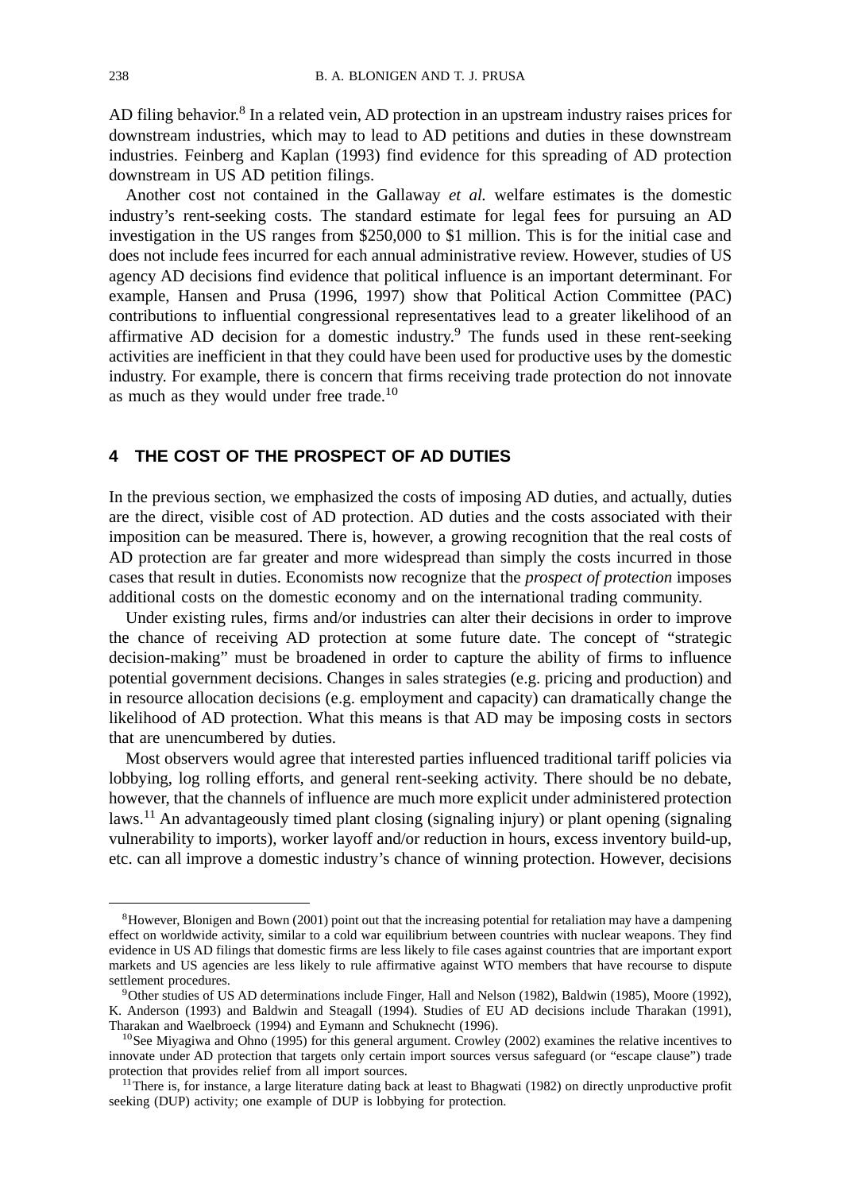AD filing behavior.[8] In a related vein, AD protection in an upstream industry raises prices for downstream industries, which may to lead to AD petitions and duties in these downstream industries. Feinberg and Kaplan (1993) find evidence for this spreading of AD protection downstream in US AD petition filings.

Another cost not contained in the Gallaway *et al.* welfare estimates is the domestic industry's rent-seeking costs. The standard estimate for legal fees for pursuing an AD investigation in the US ranges from \$250,000 to \$1 million. This is for the initial case and does not include fees incurred for each annual administrative review. However, studies of US agency AD decisions find evidence that political influence is an important determinant. For example, Hansen and Prusa (1996, 1997) show that Political Action Committee (PAC) contributions to influential congressional representatives lead to a greater likelihood of an affirmative AD decision for a domestic industry.[9] The funds used in these rent-seeking activities are inefficient in that they could have been used for productive uses by the domestic industry. For example, there is concern that firms receiving trade protection do not innovate as much as they would under free trade.[10]

## 4 THE COST OF THE PROSPECT OF AD DUTIES

In the previous section, we emphasized the costs of imposing AD duties, and actually, duties are the direct, visible cost of AD protection. AD duties and the costs associated with their imposition can be measured. There is, however, a growing recognition that the real costs of AD protection are far greater and more widespread than simply the costs incurred in those cases that result in duties. Economists now recognize that the *prospect of protection* imposes additional costs on the domestic economy and on the international trading community.

Under existing rules, firms and/or industries can alter their decisions in order to improve the chance of receiving AD protection at some future date. The concept of "strategic decision-making" must be broadened in order to capture the ability of firms to influence potential government decisions. Changes in sales strategies (e.g. pricing and production) and in resource allocation decisions (e.g. employment and capacity) can dramatically change the likelihood of AD protection. What this means is that AD may be imposing costs in sectors that are unencumbered by duties.

Most observers would agree that interested parties influenced traditional tariff policies via lobbying, log rolling efforts, and general rent-seeking activity. There should be no debate, however, that the channels of influence are much more explicit under administered protection laws.[11] An advantageously timed plant closing (signaling injury) or plant opening (signaling vulnerability to imports), worker layoff and/or reduction in hours, excess inventory build-up, etc. can all improve a domestic industry's chance of winning protection. However, decisions

---

[8] However, Blonigen and Bown (2001) point out that the increasing potential for retaliation may have a dampening effect on worldwide activity, similar to a cold war equilibrium between countries with nuclear weapons. They find evidence in US AD filings that domestic firms are less likely to file cases against countries that are important export markets and US agencies are less likely to rule affirmative against WTO members that have recourse to dispute settlement procedures.

[9] Other studies of US AD determinations include Finger, Hall and Nelson (1982), Baldwin (1985), Moore (1992), K. Anderson (1993) and Baldwin and Steagall (1994). Studies of EU AD decisions include Tharakan (1991), Tharakan and Waelbroeck (1994) and Eymann and Schuknecht (1996).

[10] See Miyagiwa and Ohno (1995) for this general argument. Crowley (2002) examines the relative incentives to innovate under AD protection that targets only certain import sources versus safeguard (or "escape clause") trade protection that provides relief from all import sources.

[11] There is, for instance, a large literature dating back at least to Bhagwati (1982) on directly unproductive profit seeking (DUP) activity; one example of DUP is lobbying for protection.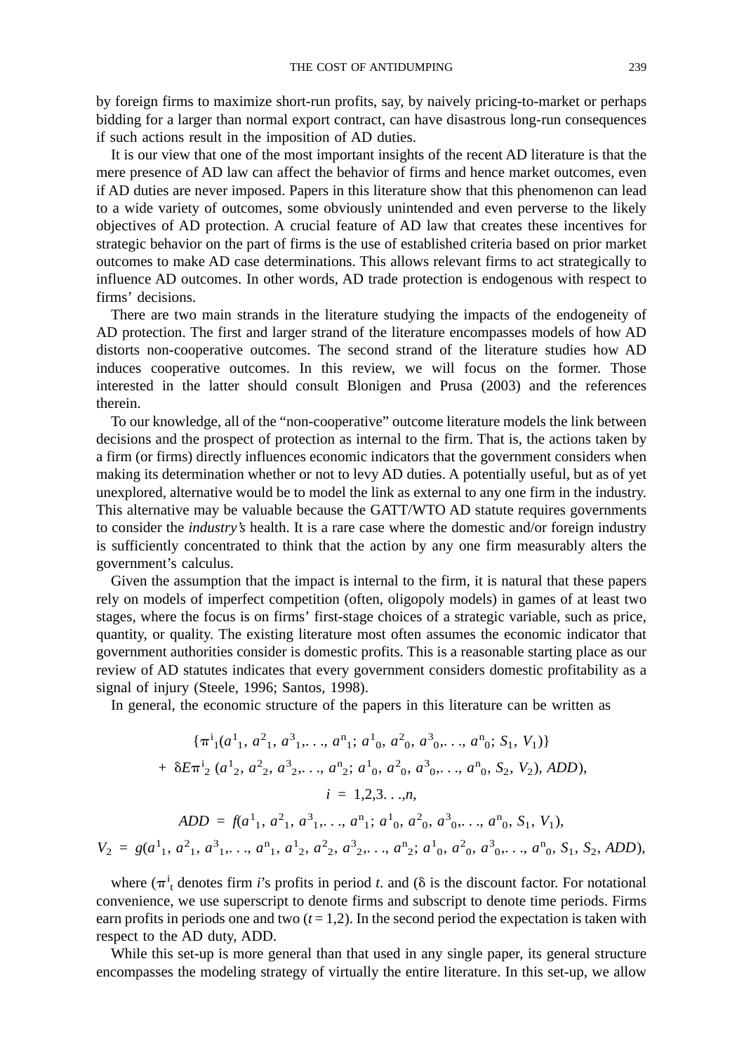by foreign firms to maximize short-run profits, say, by naively pricing-to-market or perhaps bidding for a larger than normal export contract, can have disastrous long-run consequences if such actions result in the imposition of AD duties.

It is our view that one of the most important insights of the recent AD literature is that the mere presence of AD law can affect the behavior of firms and hence market outcomes, even if AD duties are never imposed. Papers in this literature show that this phenomenon can lead to a wide variety of outcomes, some obviously unintended and even perverse to the likely objectives of AD protection. A crucial feature of AD law that creates these incentives for strategic behavior on the part of firms is the use of established criteria based on prior market outcomes to make AD case determinations. This allows relevant firms to act strategically to influence AD outcomes. In other words, AD trade protection is endogenous with respect to firms' decisions.

There are two main strands in the literature studying the impacts of the endogeneity of AD protection. The first and larger strand of the literature encompasses models of how AD distorts non-cooperative outcomes. The second strand of the literature studies how AD induces cooperative outcomes. In this review, we will focus on the former. Those interested in the latter should consult Blonigen and Prusa (2003) and the references therein.

To our knowledge, all of the "non-cooperative" outcome literature models the link between decisions and the prospect of protection as internal to the firm. That is, the actions taken by a firm (or firms) directly influences economic indicators that the government considers when making its determination whether or not to levy AD duties. A potentially useful, but as of yet unexplored, alternative would be to model the link as external to any one firm in the industry. This alternative may be valuable because the GATT/WTO AD statute requires governments to consider the *industry's* health. It is a rare case where the domestic and/or foreign industry is sufficiently concentrated to think that the action by any one firm measurably alters the government's calculus.

Given the assumption that the impact is internal to the firm, it is natural that these papers rely on models of imperfect competition (often, oligopoly models) in games of at least two stages, where the focus is on firms' first-stage choices of a strategic variable, such as price, quantity, or quality. The existing literature most often assumes the economic indicator that government authorities consider is domestic profits. This is a reasonable starting place as our review of AD statutes indicates that every government considers domestic profitability as a signal of injury (Steele, 1996; Santos, 1998).

In general, the economic structure of the papers in this literature can be written as

$$\{\pi^i_1(a^1_1, a^2_1, a^3_1, \ldots, a^n_1; a^1_0, a^2_0, a^3_0, \ldots, a^n_0; S_1, V_1)\}$$

$$+\ \delta E\pi^i_2\,(a^1_2, a^2_2, a^3_2, \ldots, a^n_2; a^1_0, a^2_0, a^3_0, \ldots, a^n_0, S_2, V_2), ADD),$$

$$i = 1,2,3\ldots,n,$$

$$ADD = f(a^1_1, a^2_1, a^3_1, \ldots, a^n_1; a^1_0, a^2_0, a^3_0, \ldots, a^n_0, S_1, V_1),$$

$$V_2 = g(a^1_1, a^2_1, a^3_1, \ldots, a^n_1, a^1_2, a^2_2, a^3_2, \ldots, a^n_2; a^1_0, a^2_0, a^3_0, \ldots, a^n_0, S_1, S_2, ADD),$$

where ($\pi^i_t$ denotes firm $i$'s profits in period $t$. and ($\delta$ is the discount factor. For notational convenience, we use superscript to denote firms and subscript to denote time periods. Firms earn profits in periods one and two ($t = 1,2$). In the second period the expectation is taken with respect to the AD duty, ADD.

While this set-up is more general than that used in any single paper, its general structure encompasses the modeling strategy of virtually the entire literature. In this set-up, we allow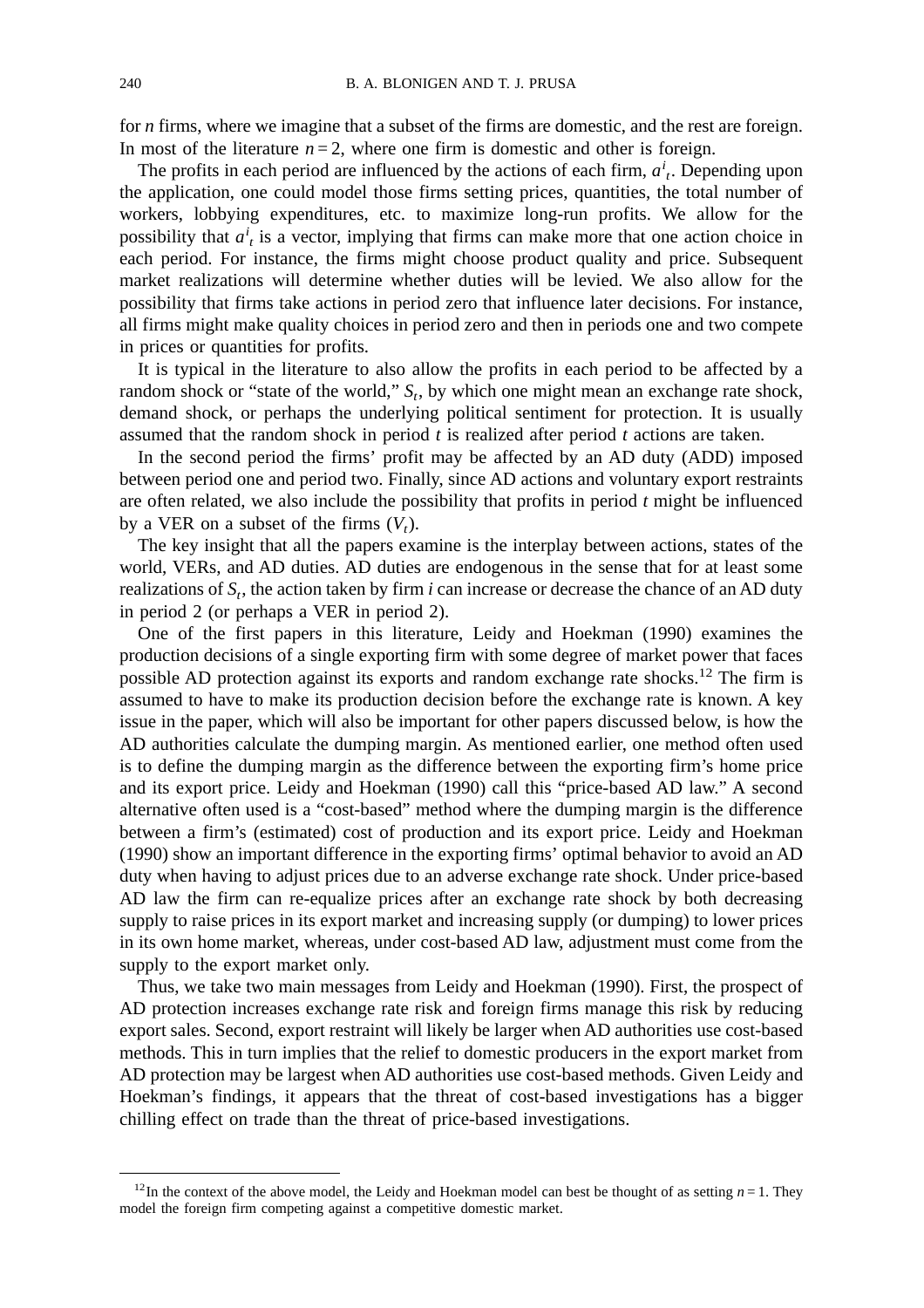for $n$ firms, where we imagine that a subset of the firms are domestic, and the rest are foreign. In most of the literature $n = 2$, where one firm is domestic and other is foreign.

The profits in each period are influenced by the actions of each firm, $a^i_t$. Depending upon the application, one could model those firms setting prices, quantities, the total number of workers, lobbying expenditures, etc. to maximize long-run profits. We allow for the possibility that $a^i_t$ is a vector, implying that firms can make more that one action choice in each period. For instance, the firms might choose product quality and price. Subsequent market realizations will determine whether duties will be levied. We also allow for the possibility that firms take actions in period zero that influence later decisions. For instance, all firms might make quality choices in period zero and then in periods one and two compete in prices or quantities for profits.

It is typical in the literature to also allow the profits in each period to be affected by a random shock or "state of the world," $S_t$, by which one might mean an exchange rate shock, demand shock, or perhaps the underlying political sentiment for protection. It is usually assumed that the random shock in period $t$ is realized after period $t$ actions are taken.

In the second period the firms' profit may be affected by an AD duty (ADD) imposed between period one and period two. Finally, since AD actions and voluntary export restraints are often related, we also include the possibility that profits in period $t$ might be influenced by a VER on a subset of the firms ($V_t$).

The key insight that all the papers examine is the interplay between actions, states of the world, VERs, and AD duties. AD duties are endogenous in the sense that for at least some realizations of $S_t$, the action taken by firm $i$ can increase or decrease the chance of an AD duty in period 2 (or perhaps a VER in period 2).

One of the first papers in this literature, Leidy and Hoekman (1990) examines the production decisions of a single exporting firm with some degree of market power that faces possible AD protection against its exports and random exchange rate shocks.[12] The firm is assumed to have to make its production decision before the exchange rate is known. A key issue in the paper, which will also be important for other papers discussed below, is how the AD authorities calculate the dumping margin. As mentioned earlier, one method often used is to define the dumping margin as the difference between the exporting firm's home price and its export price. Leidy and Hoekman (1990) call this "price-based AD law." A second alternative often used is a "cost-based" method where the dumping margin is the difference between a firm's (estimated) cost of production and its export price. Leidy and Hoekman (1990) show an important difference in the exporting firms' optimal behavior to avoid an AD duty when having to adjust prices due to an adverse exchange rate shock. Under price-based AD law the firm can re-equalize prices after an exchange rate shock by both decreasing supply to raise prices in its export market and increasing supply (or dumping) to lower prices in its own home market, whereas, under cost-based AD law, adjustment must come from the supply to the export market only.

Thus, we take two main messages from Leidy and Hoekman (1990). First, the prospect of AD protection increases exchange rate risk and foreign firms manage this risk by reducing export sales. Second, export restraint will likely be larger when AD authorities use cost-based methods. This in turn implies that the relief to domestic producers in the export market from AD protection may be largest when AD authorities use cost-based methods. Given Leidy and Hoekman's findings, it appears that the threat of cost-based investigations has a bigger chilling effect on trade than the threat of price-based investigations.

---

[12] In the context of the above model, the Leidy and Hoekman model can best be thought of as setting $n = 1$. They model the foreign firm competing against a competitive domestic market.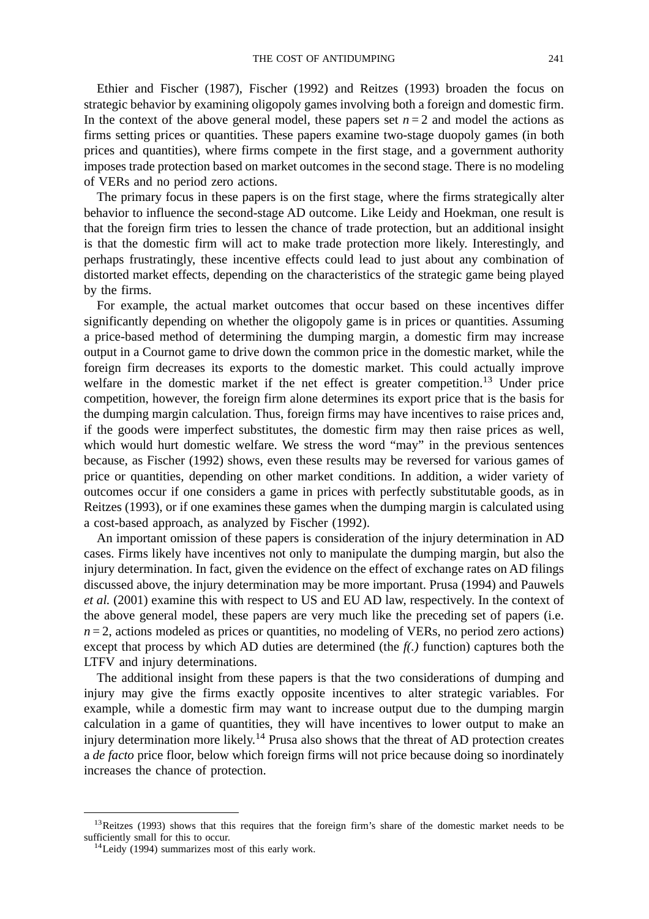Ethier and Fischer (1987), Fischer (1992) and Reitzes (1993) broaden the focus on strategic behavior by examining oligopoly games involving both a foreign and domestic firm. In the context of the above general model, these papers set $n = 2$ and model the actions as firms setting prices or quantities. These papers examine two-stage duopoly games (in both prices and quantities), where firms compete in the first stage, and a government authority imposes trade protection based on market outcomes in the second stage. There is no modeling of VERs and no period zero actions.

The primary focus in these papers is on the first stage, where the firms strategically alter behavior to influence the second-stage AD outcome. Like Leidy and Hoekman, one result is that the foreign firm tries to lessen the chance of trade protection, but an additional insight is that the domestic firm will act to make trade protection more likely. Interestingly, and perhaps frustratingly, these incentive effects could lead to just about any combination of distorted market effects, depending on the characteristics of the strategic game being played by the firms.

For example, the actual market outcomes that occur based on these incentives differ significantly depending on whether the oligopoly game is in prices or quantities. Assuming a price-based method of determining the dumping margin, a domestic firm may increase output in a Cournot game to drive down the common price in the domestic market, while the foreign firm decreases its exports to the domestic market. This could actually improve welfare in the domestic market if the net effect is greater competition.[13] Under price competition, however, the foreign firm alone determines its export price that is the basis for the dumping margin calculation. Thus, foreign firms may have incentives to raise prices and, if the goods were imperfect substitutes, the domestic firm may then raise prices as well, which would hurt domestic welfare. We stress the word "may" in the previous sentences because, as Fischer (1992) shows, even these results may be reversed for various games of price or quantities, depending on other market conditions. In addition, a wider variety of outcomes occur if one considers a game in prices with perfectly substitutable goods, as in Reitzes (1993), or if one examines these games when the dumping margin is calculated using a cost-based approach, as analyzed by Fischer (1992).

An important omission of these papers is consideration of the injury determination in AD cases. Firms likely have incentives not only to manipulate the dumping margin, but also the injury determination. In fact, given the evidence on the effect of exchange rates on AD filings discussed above, the injury determination may be more important. Prusa (1994) and Pauwels *et al.* (2001) examine this with respect to US and EU AD law, respectively. In the context of the above general model, these papers are very much like the preceding set of papers (i.e. $n = 2$, actions modeled as prices or quantities, no modeling of VERs, no period zero actions) except that process by which AD duties are determined (the *f(.)* function) captures both the LTFV and injury determinations.

The additional insight from these papers is that the two considerations of dumping and injury may give the firms exactly opposite incentives to alter strategic variables. For example, while a domestic firm may want to increase output due to the dumping margin calculation in a game of quantities, they will have incentives to lower output to make an injury determination more likely.[14] Prusa also shows that the threat of AD protection creates a *de facto* price floor, below which foreign firms will not price because doing so inordinately increases the chance of protection.

[13] Reitzes (1993) shows that this requires that the foreign firm's share of the domestic market needs to be sufficiently small for this to occur.

[14] Leidy (1994) summarizes most of this early work.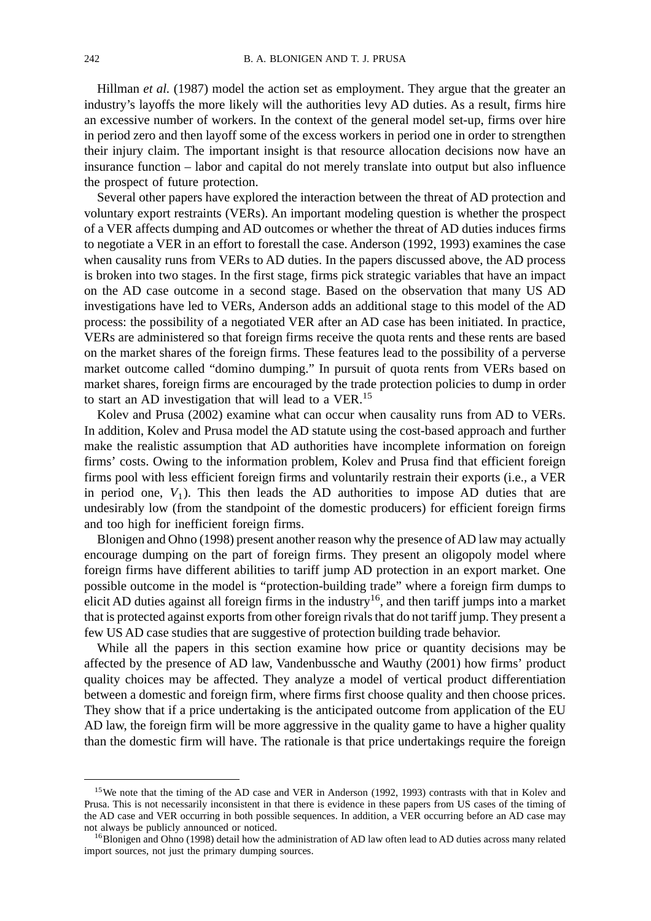Hillman *et al.* (1987) model the action set as employment. They argue that the greater an industry's layoffs the more likely will the authorities levy AD duties. As a result, firms hire an excessive number of workers. In the context of the general model set-up, firms over hire in period zero and then layoff some of the excess workers in period one in order to strengthen their injury claim. The important insight is that resource allocation decisions now have an insurance function – labor and capital do not merely translate into output but also influence the prospect of future protection.

Several other papers have explored the interaction between the threat of AD protection and voluntary export restraints (VERs). An important modeling question is whether the prospect of a VER affects dumping and AD outcomes or whether the threat of AD duties induces firms to negotiate a VER in an effort to forestall the case. Anderson (1992, 1993) examines the case when causality runs from VERs to AD duties. In the papers discussed above, the AD process is broken into two stages. In the first stage, firms pick strategic variables that have an impact on the AD case outcome in a second stage. Based on the observation that many US AD investigations have led to VERs, Anderson adds an additional stage to this model of the AD process: the possibility of a negotiated VER after an AD case has been initiated. In practice, VERs are administered so that foreign firms receive the quota rents and these rents are based on the market shares of the foreign firms. These features lead to the possibility of a perverse market outcome called "domino dumping." In pursuit of quota rents from VERs based on market shares, foreign firms are encouraged by the trade protection policies to dump in order to start an AD investigation that will lead to a VER.[15]

Kolev and Prusa (2002) examine what can occur when causality runs from AD to VERs. In addition, Kolev and Prusa model the AD statute using the cost-based approach and further make the realistic assumption that AD authorities have incomplete information on foreign firms' costs. Owing to the information problem, Kolev and Prusa find that efficient foreign firms pool with less efficient foreign firms and voluntarily restrain their exports (i.e., a VER in period one, $V_1$). This then leads the AD authorities to impose AD duties that are undesirably low (from the standpoint of the domestic producers) for efficient foreign firms and too high for inefficient foreign firms.

Blonigen and Ohno (1998) present another reason why the presence of AD law may actually encourage dumping on the part of foreign firms. They present an oligopoly model where foreign firms have different abilities to tariff jump AD protection in an export market. One possible outcome in the model is "protection-building trade" where a foreign firm dumps to elicit AD duties against all foreign firms in the industry[16], and then tariff jumps into a market that is protected against exports from other foreign rivals that do not tariff jump. They present a few US AD case studies that are suggestive of protection building trade behavior.

While all the papers in this section examine how price or quantity decisions may be affected by the presence of AD law, Vandenbussche and Wauthy (2001) how firms' product quality choices may be affected. They analyze a model of vertical product differentiation between a domestic and foreign firm, where firms first choose quality and then choose prices. They show that if a price undertaking is the anticipated outcome from application of the EU AD law, the foreign firm will be more aggressive in the quality game to have a higher quality than the domestic firm will have. The rationale is that price undertakings require the foreign

[15] We note that the timing of the AD case and VER in Anderson (1992, 1993) contrasts with that in Kolev and Prusa. This is not necessarily inconsistent in that there is evidence in these papers from US cases of the timing of the AD case and VER occurring in both possible sequences. In addition, a VER occurring before an AD case may not always be publicly announced or noticed.

[16] Blonigen and Ohno (1998) detail how the administration of AD law often lead to AD duties across many related import sources, not just the primary dumping sources.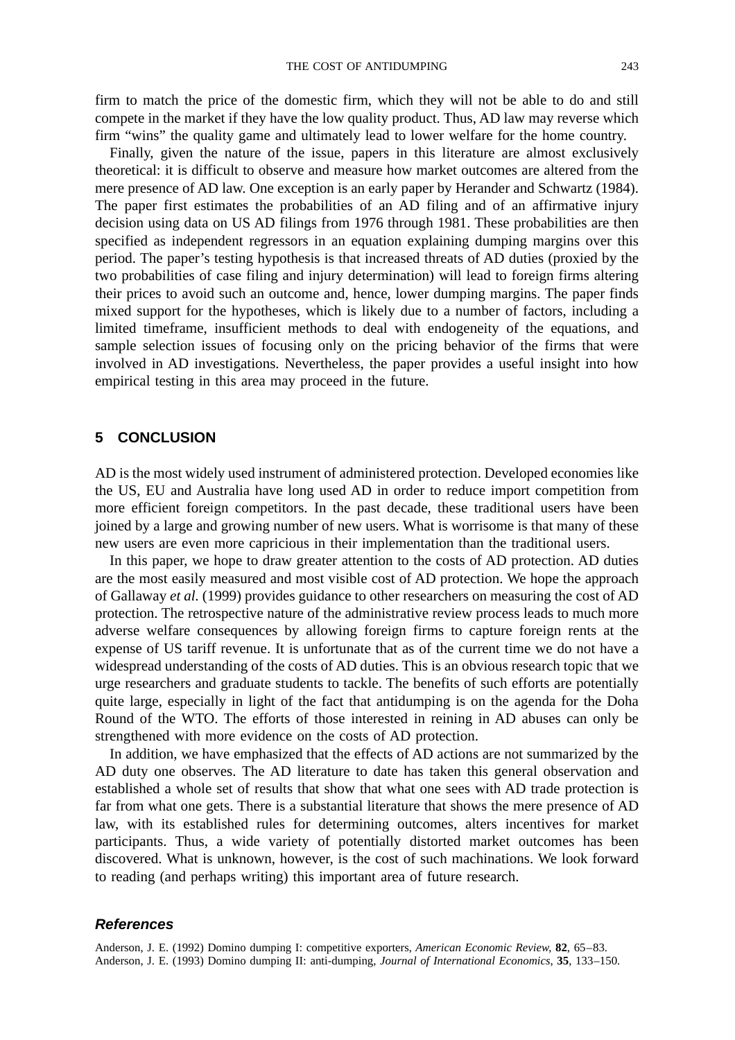firm to match the price of the domestic firm, which they will not be able to do and still compete in the market if they have the low quality product. Thus, AD law may reverse which firm "wins" the quality game and ultimately lead to lower welfare for the home country.

Finally, given the nature of the issue, papers in this literature are almost exclusively theoretical: it is difficult to observe and measure how market outcomes are altered from the mere presence of AD law. One exception is an early paper by Herander and Schwartz (1984). The paper first estimates the probabilities of an AD filing and of an affirmative injury decision using data on US AD filings from 1976 through 1981. These probabilities are then specified as independent regressors in an equation explaining dumping margins over this period. The paper's testing hypothesis is that increased threats of AD duties (proxied by the two probabilities of case filing and injury determination) will lead to foreign firms altering their prices to avoid such an outcome and, hence, lower dumping margins. The paper finds mixed support for the hypotheses, which is likely due to a number of factors, including a limited timeframe, insufficient methods to deal with endogeneity of the equations, and sample selection issues of focusing only on the pricing behavior of the firms that were involved in AD investigations. Nevertheless, the paper provides a useful insight into how empirical testing in this area may proceed in the future.

## 5 CONCLUSION

AD is the most widely used instrument of administered protection. Developed economies like the US, EU and Australia have long used AD in order to reduce import competition from more efficient foreign competitors. In the past decade, these traditional users have been joined by a large and growing number of new users. What is worrisome is that many of these new users are even more capricious in their implementation than the traditional users.

In this paper, we hope to draw greater attention to the costs of AD protection. AD duties are the most easily measured and most visible cost of AD protection. We hope the approach of Gallaway *et al.* (1999) provides guidance to other researchers on measuring the cost of AD protection. The retrospective nature of the administrative review process leads to much more adverse welfare consequences by allowing foreign firms to capture foreign rents at the expense of US tariff revenue. It is unfortunate that as of the current time we do not have a widespread understanding of the costs of AD duties. This is an obvious research topic that we urge researchers and graduate students to tackle. The benefits of such efforts are potentially quite large, especially in light of the fact that antidumping is on the agenda for the Doha Round of the WTO. The efforts of those interested in reining in AD abuses can only be strengthened with more evidence on the costs of AD protection.

In addition, we have emphasized that the effects of AD actions are not summarized by the AD duty one observes. The AD literature to date has taken this general observation and established a whole set of results that show that what one sees with AD trade protection is far from what one gets. There is a substantial literature that shows the mere presence of AD law, with its established rules for determining outcomes, alters incentives for market participants. Thus, a wide variety of potentially distorted market outcomes has been discovered. What is unknown, however, is the cost of such machinations. We look forward to reading (and perhaps writing) this important area of future research.

### References

Anderson, J. E. (1992) Domino dumping I: competitive exporters, *American Economic Review*, **82**, 65–83.

Anderson, J. E. (1993) Domino dumping II: anti-dumping, *Journal of International Economics*, **35**, 133–150.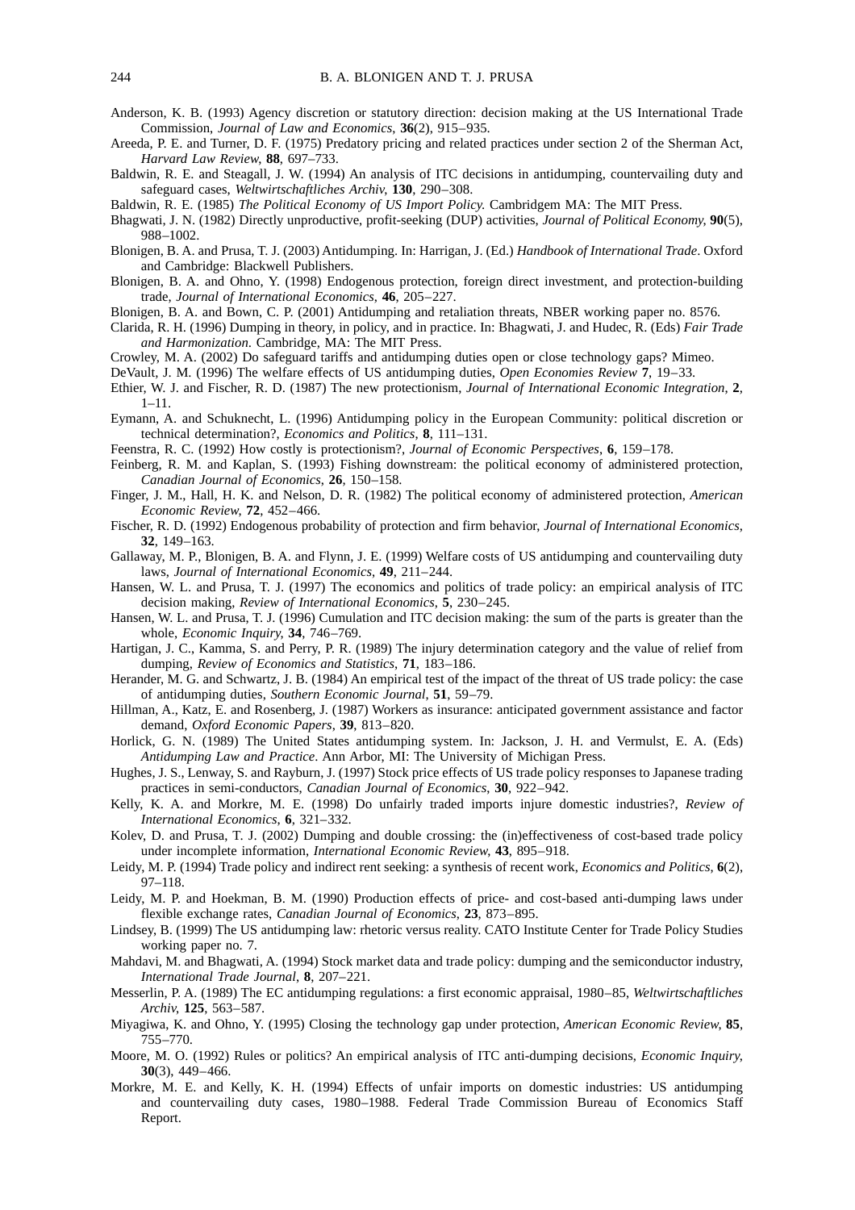Anderson, K. B. (1993) Agency discretion or statutory direction: decision making at the US International Trade Commission, *Journal of Law and Economics*, **36**(2), 915–935.

Areeda, P. E. and Turner, D. F. (1975) Predatory pricing and related practices under section 2 of the Sherman Act, *Harvard Law Review*, **88**, 697–733.

Baldwin, R. E. and Steagall, J. W. (1994) An analysis of ITC decisions in antidumping, countervailing duty and safeguard cases, *Weltwirtschaftliches Archiv*, **130**, 290–308.

Baldwin, R. E. (1985) *The Political Economy of US Import Policy.* Cambridgem MA: The MIT Press.

Bhagwati, J. N. (1982) Directly unproductive, profit-seeking (DUP) activities, *Journal of Political Economy*, **90**(5), 988–1002.

Blonigen, B. A. and Prusa, T. J. (2003) Antidumping. In: Harrigan, J. (Ed.) *Handbook of International Trade*. Oxford and Cambridge: Blackwell Publishers.

Blonigen, B. A. and Ohno, Y. (1998) Endogenous protection, foreign direct investment, and protection-building trade, *Journal of International Economics*, **46**, 205–227.

Blonigen, B. A. and Bown, C. P. (2001) Antidumping and retaliation threats, NBER working paper no. 8576.

Clarida, R. H. (1996) Dumping in theory, in policy, and in practice. In: Bhagwati, J. and Hudec, R. (Eds) *Fair Trade and Harmonization*. Cambridge, MA: The MIT Press.

Crowley, M. A. (2002) Do safeguard tariffs and antidumping duties open or close technology gaps? Mimeo.

DeVault, J. M. (1996) The welfare effects of US antidumping duties, *Open Economies Review* **7**, 19–33.

Ethier, W. J. and Fischer, R. D. (1987) The new protectionism, *Journal of International Economic Integration*, **2**, 1–11.

Eymann, A. and Schuknecht, L. (1996) Antidumping policy in the European Community: political discretion or technical determination?, *Economics and Politics*, **8**, 111–131.

Feenstra, R. C. (1992) How costly is protectionism?, *Journal of Economic Perspectives*, **6**, 159–178.

Feinberg, R. M. and Kaplan, S. (1993) Fishing downstream: the political economy of administered protection, *Canadian Journal of Economics*, **26**, 150–158.

Finger, J. M., Hall, H. K. and Nelson, D. R. (1982) The political economy of administered protection, *American Economic Review*, **72**, 452–466.

Fischer, R. D. (1992) Endogenous probability of protection and firm behavior, *Journal of International Economics*, **32**, 149–163.

Gallaway, M. P., Blonigen, B. A. and Flynn, J. E. (1999) Welfare costs of US antidumping and countervailing duty laws, *Journal of International Economics*, **49**, 211–244.

Hansen, W. L. and Prusa, T. J. (1997) The economics and politics of trade policy: an empirical analysis of ITC decision making, *Review of International Economics*, **5**, 230–245.

Hansen, W. L. and Prusa, T. J. (1996) Cumulation and ITC decision making: the sum of the parts is greater than the whole, *Economic Inquiry*, **34**, 746–769.

Hartigan, J. C., Kamma, S. and Perry, P. R. (1989) The injury determination category and the value of relief from dumping, *Review of Economics and Statistics*, **71**, 183–186.

Herander, M. G. and Schwartz, J. B. (1984) An empirical test of the impact of the threat of US trade policy: the case of antidumping duties, *Southern Economic Journal*, **51**, 59–79.

Hillman, A., Katz, E. and Rosenberg, J. (1987) Workers as insurance: anticipated government assistance and factor demand, *Oxford Economic Papers*, **39**, 813–820.

Horlick, G. N. (1989) The United States antidumping system. In: Jackson, J. H. and Vermulst, E. A. (Eds) *Antidumping Law and Practice*. Ann Arbor, MI: The University of Michigan Press.

Hughes, J. S., Lenway, S. and Rayburn, J. (1997) Stock price effects of US trade policy responses to Japanese trading practices in semi-conductors, *Canadian Journal of Economics*, **30**, 922–942.

Kelly, K. A. and Morkre, M. E. (1998) Do unfairly traded imports injure domestic industries?, *Review of International Economics*, **6**, 321–332.

Kolev, D. and Prusa, T. J. (2002) Dumping and double crossing: the (in)effectiveness of cost-based trade policy under incomplete information, *International Economic Review*, **43**, 895–918.

Leidy, M. P. (1994) Trade policy and indirect rent seeking: a synthesis of recent work, *Economics and Politics*, **6**(2), 97–118.

Leidy, M. P. and Hoekman, B. M. (1990) Production effects of price- and cost-based anti-dumping laws under flexible exchange rates, *Canadian Journal of Economics*, **23**, 873–895.

Lindsey, B. (1999) The US antidumping law: rhetoric versus reality. CATO Institute Center for Trade Policy Studies working paper no. 7.

Mahdavi, M. and Bhagwati, A. (1994) Stock market data and trade policy: dumping and the semiconductor industry, *International Trade Journal*, **8**, 207–221.

Messerlin, P. A. (1989) The EC antidumping regulations: a first economic appraisal, 1980–85, *Weltwirtschaftliches Archiv*, **125**, 563–587.

Miyagiwa, K. and Ohno, Y. (1995) Closing the technology gap under protection, *American Economic Review*, **85**, 755–770.

Moore, M. O. (1992) Rules or politics? An empirical analysis of ITC anti-dumping decisions, *Economic Inquiry*, **30**(3), 449–466.

Morkre, M. E. and Kelly, K. H. (1994) Effects of unfair imports on domestic industries: US antidumping and countervailing duty cases, 1980–1988. Federal Trade Commission Bureau of Economics Staff Report.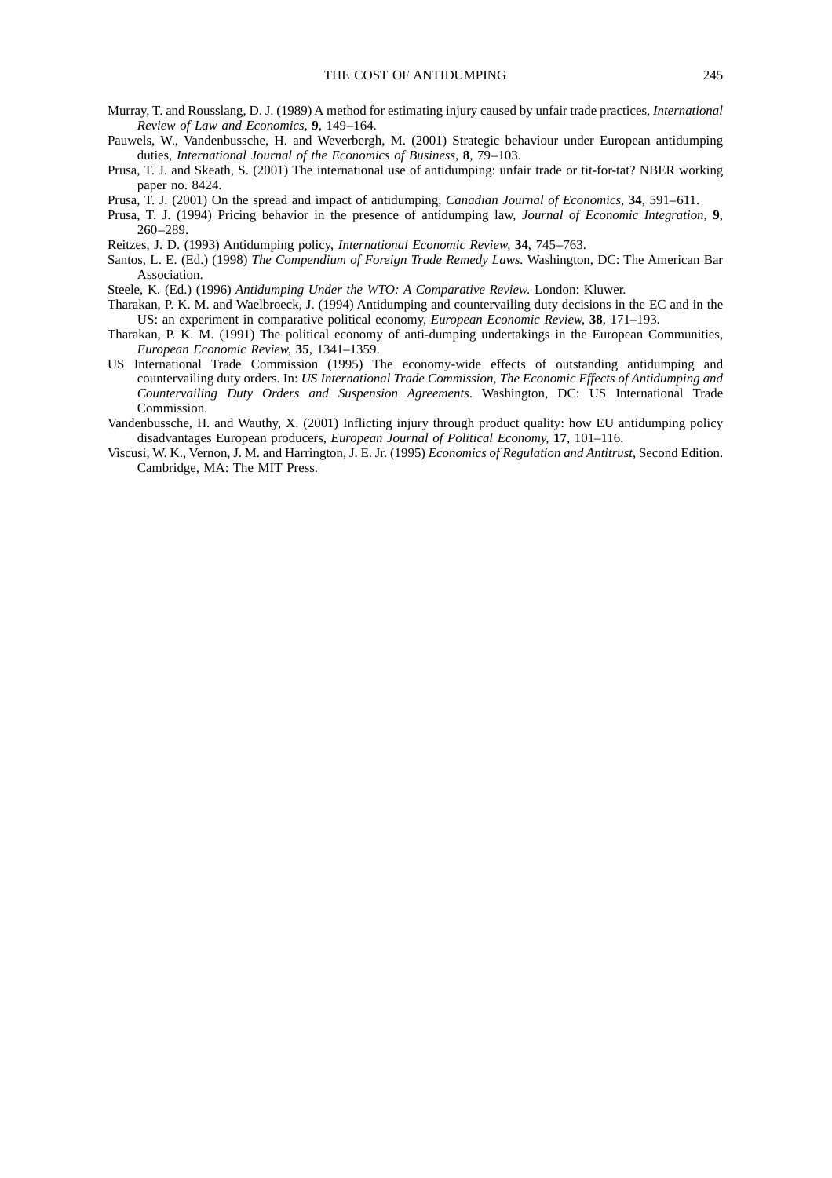Murray, T. and Rousslang, D. J. (1989) A method for estimating injury caused by unfair trade practices, *International Review of Law and Economics*, **9**, 149–164.

Pauwels, W., Vandenbussche, H. and Weverbergh, M. (2001) Strategic behaviour under European antidumping duties, *International Journal of the Economics of Business*, **8**, 79–103.

Prusa, T. J. and Skeath, S. (2001) The international use of antidumping: unfair trade or tit-for-tat? NBER working paper no. 8424.

Prusa, T. J. (2001) On the spread and impact of antidumping, *Canadian Journal of Economics*, **34**, 591–611.

Prusa, T. J. (1994) Pricing behavior in the presence of antidumping law, *Journal of Economic Integration*, **9**, 260–289.

Reitzes, J. D. (1993) Antidumping policy, *International Economic Review*, **34**, 745–763.

Santos, L. E. (Ed.) (1998) *The Compendium of Foreign Trade Remedy Laws.* Washington, DC: The American Bar Association.

Steele, K. (Ed.) (1996) *Antidumping Under the WTO: A Comparative Review.* London: Kluwer.

Tharakan, P. K. M. and Waelbroeck, J. (1994) Antidumping and countervailing duty decisions in the EC and in the US: an experiment in comparative political economy, *European Economic Review*, **38**, 171–193.

Tharakan, P. K. M. (1991) The political economy of anti-dumping undertakings in the European Communities, *European Economic Review*, **35**, 1341–1359.

US International Trade Commission (1995) The economy-wide effects of outstanding antidumping and countervailing duty orders. In: *US International Trade Commission, The Economic Effects of Antidumping and Countervailing Duty Orders and Suspension Agreements*. Washington, DC: US International Trade Commission.

Vandenbussche, H. and Wauthy, X. (2001) Inflicting injury through product quality: how EU antidumping policy disadvantages European producers, *European Journal of Political Economy*, **17**, 101–116.

Viscusi, W. K., Vernon, J. M. and Harrington, J. E. Jr. (1995) *Economics of Regulation and Antitrust*, Second Edition. Cambridge, MA: The MIT Press.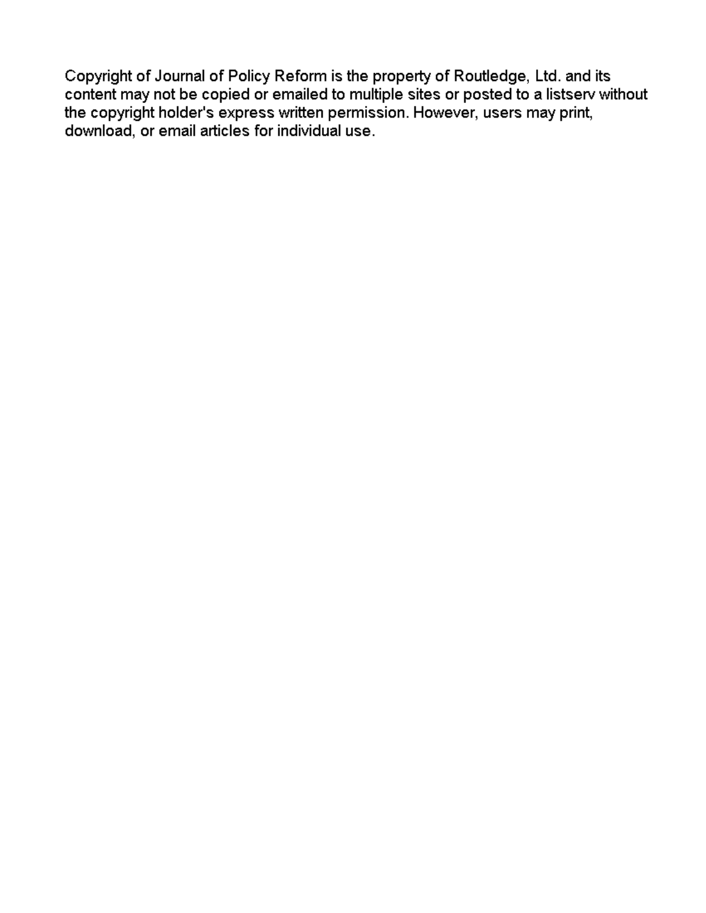Copyright of Journal of Policy Reform is the property of Routledge, Ltd. and its content may not be copied or emailed to multiple sites or posted to a listserv without the copyright holder's express written permission. However, users may print, download, or email articles for individual use.